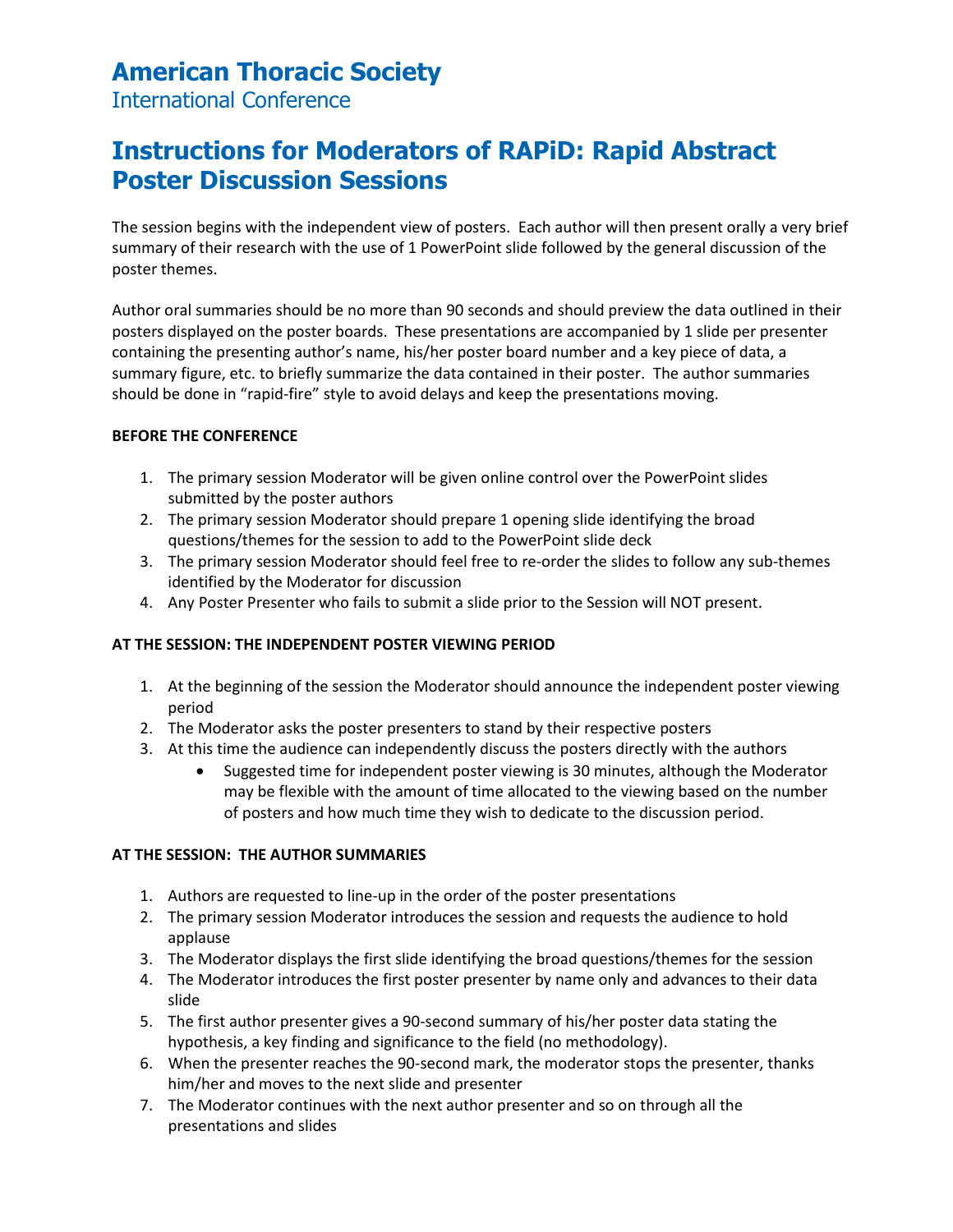# American Thoracic Society

International Conference

# Instructions for Moderators of RAPiD: Rapid Abstract Poster Discussion Sessions

The session begins with the independent view of posters. Each author will then present orally a very brief summary of their research with the use of 1 PowerPoint slide followed by the general discussion of the poster themes.

Author oral summaries should be no more than 90 seconds and should preview the data outlined in their posters displayed on the poster boards. These presentations are accompanied by 1 slide per presenter containing the presenting author's name, his/her poster board number and a key piece of data, a summary figure, etc. to briefly summarize the data contained in their poster. The author summaries should be done in "rapid-fire" style to avoid delays and keep the presentations moving.

**BEFORE THE CONFERENCE**

1. The primary session Moderator will be given online control over the PowerPoint slides submitted by the poster authors
2. The primary session Moderator should prepare 1 opening slide identifying the broad questions/themes for the session to add to the PowerPoint slide deck
3. The primary session Moderator should feel free to re-order the slides to follow any sub-themes identified by the Moderator for discussion
4. Any Poster Presenter who fails to submit a slide prior to the Session will NOT present.

**AT THE SESSION: THE INDEPENDENT POSTER VIEWING PERIOD**

1. At the beginning of the session the Moderator should announce the independent poster viewing period
2. The Moderator asks the poster presenters to stand by their respective posters
3. At this time the audience can independently discuss the posters directly with the authors
   - Suggested time for independent poster viewing is 30 minutes, although the Moderator may be flexible with the amount of time allocated to the viewing based on the number of posters and how much time they wish to dedicate to the discussion period.

**AT THE SESSION: THE AUTHOR SUMMARIES**

1. Authors are requested to line-up in the order of the poster presentations
2. The primary session Moderator introduces the session and requests the audience to hold applause
3. The Moderator displays the first slide identifying the broad questions/themes for the session
4. The Moderator introduces the first poster presenter by name only and advances to their data slide
5. The first author presenter gives a 90-second summary of his/her poster data stating the hypothesis, a key finding and significance to the field (no methodology).
6. When the presenter reaches the 90-second mark, the moderator stops the presenter, thanks him/her and moves to the next slide and presenter
7. The Moderator continues with the next author presenter and so on through all the presentations and slides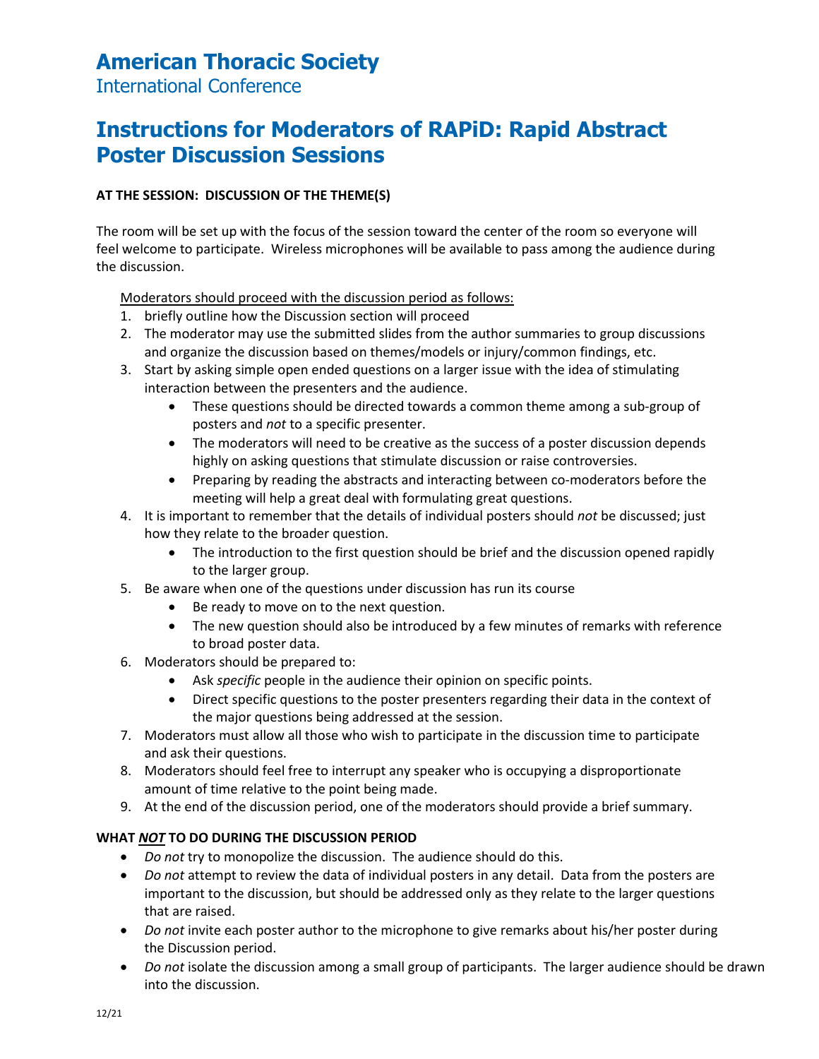# American Thoracic Society

International Conference

# Instructions for Moderators of RAPiD: Rapid Abstract Poster Discussion Sessions

**AT THE SESSION: DISCUSSION OF THE THEME(S)**

The room will be set up with the focus of the session toward the center of the room so everyone will feel welcome to participate. Wireless microphones will be available to pass among the audience during the discussion.

<u>Moderators should proceed with the discussion period as follows:</u>

1. briefly outline how the Discussion section will proceed
2. The moderator may use the submitted slides from the author summaries to group discussions and organize the discussion based on themes/models or injury/common findings, etc.
3. Start by asking simple open ended questions on a larger issue with the idea of stimulating interaction between the presenters and the audience.
   - These questions should be directed towards a common theme among a sub-group of posters and *not* to a specific presenter.
   - The moderators will need to be creative as the success of a poster discussion depends highly on asking questions that stimulate discussion or raise controversies.
   - Preparing by reading the abstracts and interacting between co-moderators before the meeting will help a great deal with formulating great questions.
4. It is important to remember that the details of individual posters should *not* be discussed; just how they relate to the broader question.
   - The introduction to the first question should be brief and the discussion opened rapidly to the larger group.
5. Be aware when one of the questions under discussion has run its course
   - Be ready to move on to the next question.
   - The new question should also be introduced by a few minutes of remarks with reference to broad poster data.
6. Moderators should be prepared to:
   - Ask *specific* people in the audience their opinion on specific points.
   - Direct specific questions to the poster presenters regarding their data in the context of the major questions being addressed at the session.
7. Moderators must allow all those who wish to participate in the discussion time to participate and ask their questions.
8. Moderators should feel free to interrupt any speaker who is occupying a disproportionate amount of time relative to the point being made.
9. At the end of the discussion period, one of the moderators should provide a brief summary.

**WHAT *<u>NOT</u>* TO DO DURING THE DISCUSSION PERIOD**

- *Do not* try to monopolize the discussion. The audience should do this.
- *Do not* attempt to review the data of individual posters in any detail. Data from the posters are important to the discussion, but should be addressed only as they relate to the larger questions that are raised.
- *Do not* invite each poster author to the microphone to give remarks about his/her poster during the Discussion period.
- *Do not* isolate the discussion among a small group of participants. The larger audience should be drawn into the discussion.

12/21